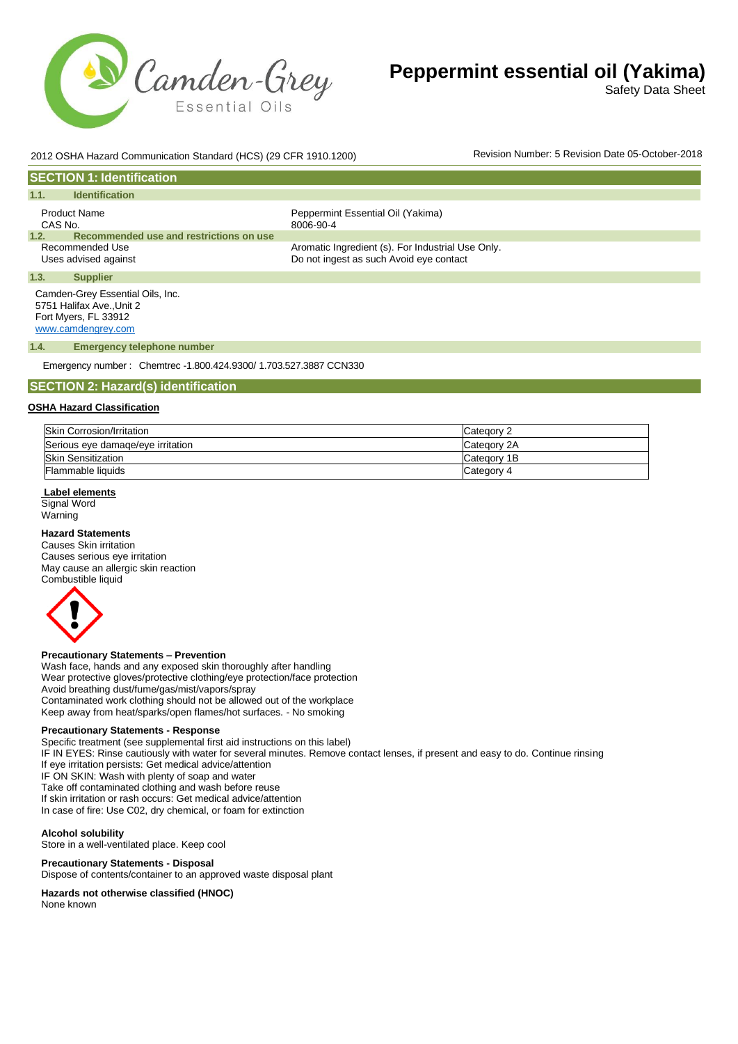# Peppermint essential oil (Yakima)

Safety Data Sheet

2012 OSHA Hazard Communication Standard (HCS) (29 CFR 1910.1200)

Revision Number: 5 Revision Date 05-October-2018

## SECTION 1: Identification

### 1.1. Identification

| | |
|---|---|
| Product Name | Peppermint Essential Oil (Yakima) |
| CAS No. | 8006-90-4 |

### 1.2. Recommended use and restrictions on use

| | |
|---|---|
| Recommended Use | Aromatic Ingredient (s). For Industrial Use Only. |
| Uses advised against | Do not ingest as such Avoid eye contact |

### 1.3. Supplier

Camden-Grey Essential Oils, Inc.
5751 Halifax Ave.,Unit 2
Fort Myers, FL 33912
www.camdengrey.com

### 1.4. Emergency telephone number

Emergency number : Chemtrec -1.800.424.9300/ 1.703.527.3887 CCN330

## SECTION 2: Hazard(s) identification

**OSHA Hazard Classification**

| | |
|---|---|
| Skin Corrosion/Irritation | Category 2 |
| Serious eye damage/eye irritation | Category 2A |
| Skin Sensitization | Category 1B |
| Flammable liquids | Category 4 |

**Label elements**

Signal Word
Warning

**Hazard Statements**

Causes Skin irritation
Causes serious eye irritation
May cause an allergic skin reaction
Combustible liquid

**Precautionary Statements – Prevention**

Wash face, hands and any exposed skin thoroughly after handling
Wear protective gloves/protective clothing/eye protection/face protection
Avoid breathing dust/fume/gas/mist/vapors/spray
Contaminated work clothing should not be allowed out of the workplace
Keep away from heat/sparks/open flames/hot surfaces. - No smoking

**Precautionary Statements - Response**

Specific treatment (see supplemental first aid instructions on this label)
IF IN EYES: Rinse cautiously with water for several minutes. Remove contact lenses, if present and easy to do. Continue rinsing
If eye irritation persists: Get medical advice/attention
IF ON SKIN: Wash with plenty of soap and water
Take off contaminated clothing and wash before reuse
If skin irritation or rash occurs: Get medical advice/attention
In case of fire: Use C02, dry chemical, or foam for extinction

**Alcohol solubility**

Store in a well-ventilated place. Keep cool

**Precautionary Statements - Disposal**

Dispose of contents/container to an approved waste disposal plant

**Hazards not otherwise classified (HNOC)**

None known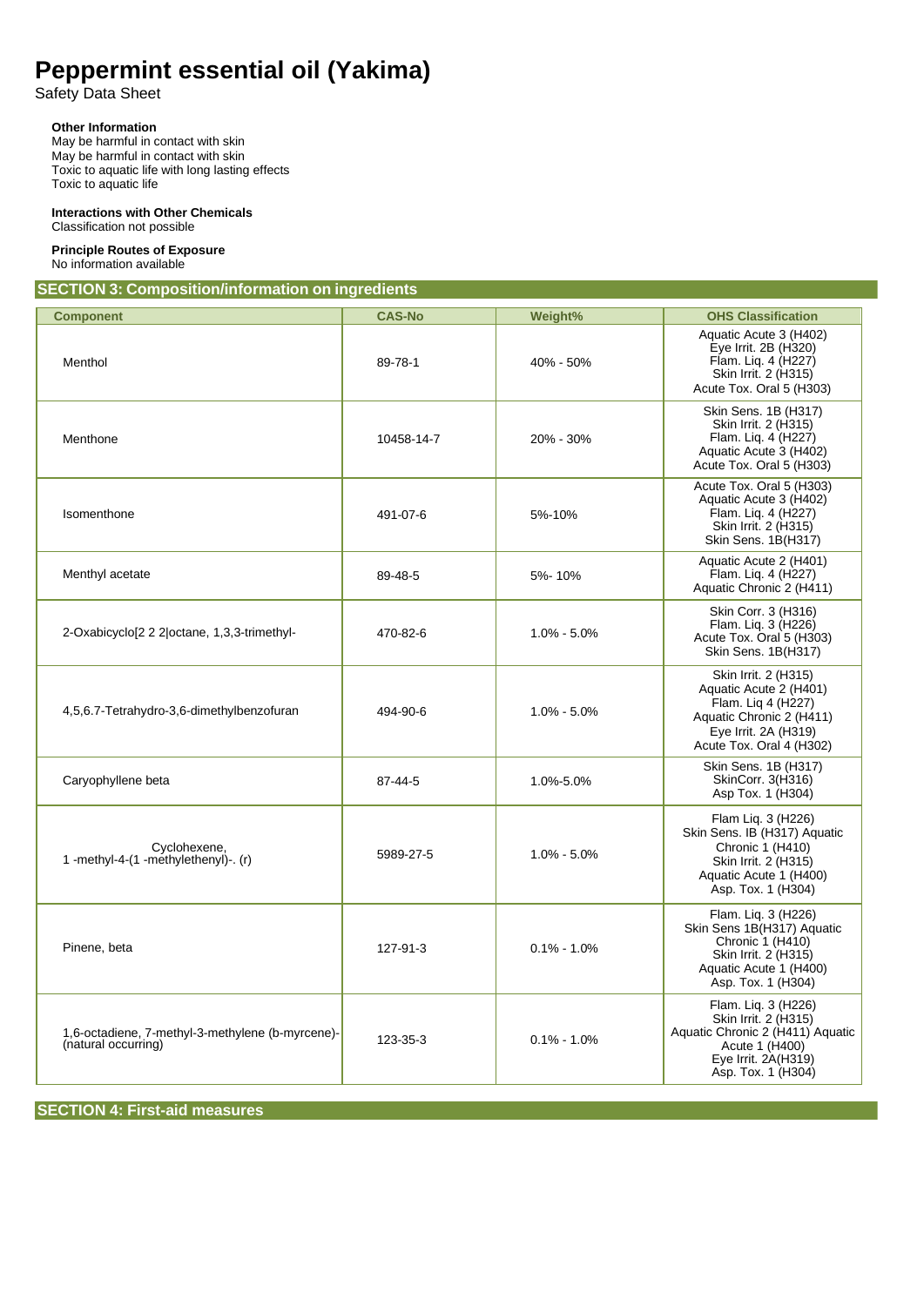# Peppermint essential oil (Yakima)

Safety Data Sheet

**Other Information**

May be harmful in contact with skin
May be harmful in contact with skin
Toxic to aquatic life with long lasting effects
Toxic to aquatic life

**Interactions with Other Chemicals**

Classification not possible

**Principle Routes of Exposure**

No information available

## SECTION 3: Composition/information on ingredients

| Component | CAS-No | Weight% | OHS Classification |
|---|---|---|---|
| Menthol | 89-78-1 | 40% - 50% | Aquatic Acute 3 (H402)<br>Eye Irrit. 2B (H320)<br>Flam. Liq. 4 (H227)<br>Skin Irrit. 2 (H315)<br>Acute Tox. Oral 5 (H303) |
| Menthone | 10458-14-7 | 20% - 30% | Skin Sens. 1B (H317)<br>Skin Irrit. 2 (H315)<br>Flam. Liq. 4 (H227)<br>Aquatic Acute 3 (H402)<br>Acute Tox. Oral 5 (H303) |
| Isomenthone | 491-07-6 | 5%-10% | Acute Tox. Oral 5 (H303)<br>Aquatic Acute 3 (H402)<br>Flam. Liq. 4 (H227)<br>Skin Irrit. 2 (H315)<br>Skin Sens. 1B(H317) |
| Menthyl acetate | 89-48-5 | 5%- 10% | Aquatic Acute 2 (H401)<br>Flam. Liq. 4 (H227)<br>Aquatic Chronic 2 (H411) |
| 2-Oxabicyclo[2 2 2]octane, 1,3,3-trimethyl- | 470-82-6 | 1.0% - 5.0% | Skin Corr. 3 (H316)<br>Flam. Liq. 3 (H226)<br>Acute Tox. Oral 5 (H303)<br>Skin Sens. 1B(H317) |
| 4,5,6.7-Tetrahydro-3,6-dimethylbenzofuran | 494-90-6 | 1.0% - 5.0% | Skin Irrit. 2 (H315)<br>Aquatic Acute 2 (H401)<br>Flam. Liq 4 (H227)<br>Aquatic Chronic 2 (H411)<br>Eye Irrit. 2A (H319)<br>Acute Tox. Oral 4 (H302) |
| Caryophyllene beta | 87-44-5 | 1.0%-5.0% | Skin Sens. 1B (H317)<br>SkinCorr. 3(H316)<br>Asp Tox. 1 (H304) |
| Cyclohexene, 1 -methyl-4-(1 -methylethenyl)-. (r) | 5989-27-5 | 1.0% - 5.0% | Flam Liq. 3 (H226)<br>Skin Sens. IB (H317) Aquatic Chronic 1 (H410)<br>Skin Irrit. 2 (H315)<br>Aquatic Acute 1 (H400)<br>Asp. Tox. 1 (H304) |
| Pinene, beta | 127-91-3 | 0.1% - 1.0% | Flam. Liq. 3 (H226)<br>Skin Sens 1B(H317) Aquatic Chronic 1 (H410)<br>Skin Irrit. 2 (H315)<br>Aquatic Acute 1 (H400)<br>Asp. Tox. 1 (H304) |
| 1,6-octadiene, 7-methyl-3-methylene (b-myrcene)-(natural occurring) | 123-35-3 | 0.1% - 1.0% | Flam. Liq. 3 (H226)<br>Skin Irrit. 2 (H315)<br>Aquatic Chronic 2 (H411) Aquatic Acute 1 (H400)<br>Eye Irrit. 2A(H319)<br>Asp. Tox. 1 (H304) |

## SECTION 4: First-aid measures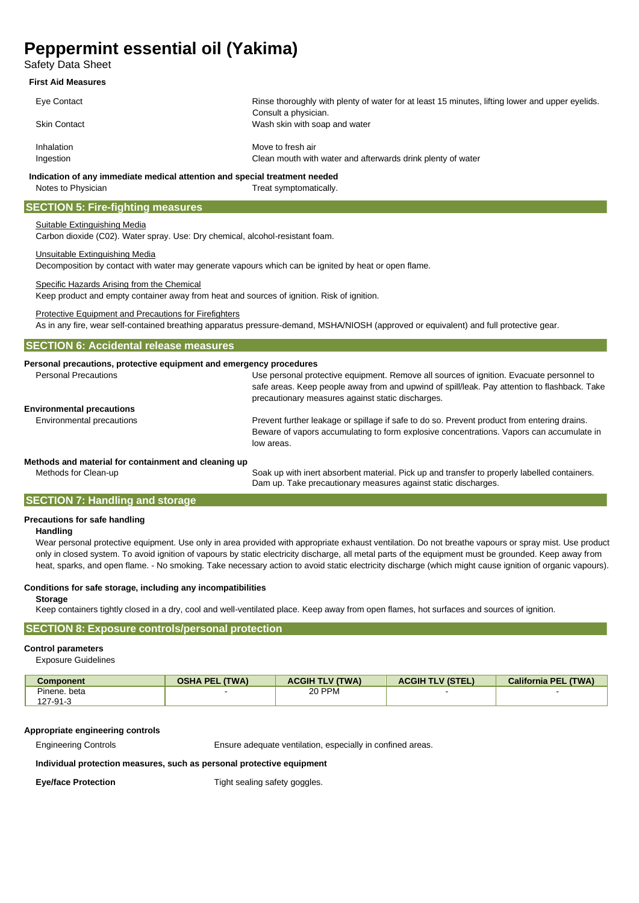# Peppermint essential oil (Yakima)

Safety Data Sheet

**First Aid Measures**

| | |
|---|---|
| Eye Contact | Rinse thoroughly with plenty of water for at least 15 minutes, lifting lower and upper eyelids. Consult a physician. |
| Skin Contact | Wash skin with soap and water |
| Inhalation | Move to fresh air |
| Ingestion | Clean mouth with water and afterwards drink plenty of water |

**Indication of any immediate medical attention and special treatment needed**

| | |
|---|---|
| Notes to Physician | Treat symptomatically. |

## SECTION 5: Fire-fighting measures

Suitable Extinguishing Media

Carbon dioxide (C02). Water spray. Use: Dry chemical, alcohol-resistant foam.

Unsuitable Extinguishing Media

Decomposition by contact with water may generate vapours which can be ignited by heat or open flame.

Specific Hazards Arising from the Chemical

Keep product and empty container away from heat and sources of ignition. Risk of ignition.

Protective Equipment and Precautions for Firefighters

As in any fire, wear self-contained breathing apparatus pressure-demand, MSHA/NIOSH (approved or equivalent) and full protective gear.

## SECTION 6: Accidental release measures

**Personal precautions, protective equipment and emergency procedures**

| | |
|---|---|
| Personal Precautions | Use personal protective equipment. Remove all sources of ignition. Evacuate personnel to safe areas. Keep people away from and upwind of spill/leak. Pay attention to flashback. Take precautionary measures against static discharges. |

**Environmental precautions**

| | |
|---|---|
| Environmental precautions | Prevent further leakage or spillage if safe to do so. Prevent product from entering drains. Beware of vapors accumulating to form explosive concentrations. Vapors can accumulate in low areas. |

**Methods and material for containment and cleaning up**

| | |
|---|---|
| Methods for Clean-up | Soak up with inert absorbent material. Pick up and transfer to properly labelled containers. Dam up. Take precautionary measures against static discharges. |

## SECTION 7: Handling and storage

**Precautions for safe handling**

**Handling**

Wear personal protective equipment. Use only in area provided with appropriate exhaust ventilation. Do not breathe vapours or spray mist. Use product only in closed system. To avoid ignition of vapours by static electricity discharge, all metal parts of the equipment must be grounded. Keep away from heat, sparks, and open flame. - No smoking. Take necessary action to avoid static electricity discharge (which might cause ignition of organic vapours).

**Conditions for safe storage, including any incompatibilities**

**Storage**

Keep containers tightly closed in a dry, cool and well-ventilated place. Keep away from open flames, hot surfaces and sources of ignition.

## SECTION 8: Exposure controls/personal protection

**Control parameters**

Exposure Guidelines

| Component | OSHA PEL (TWA) | ACGIH TLV (TWA) | ACGIH TLV (STEL) | California PEL (TWA) |
|---|---|---|---|---|
| Pinene. beta<br>127-91-3 | - | 20 PPM | - | - |

**Appropriate engineering controls**

| | |
|---|---|
| Engineering Controls | Ensure adequate ventilation, especially in confined areas. |

**Individual protection measures, such as personal protective equipment**

| | |
|---|---|
| **Eye/face Protection** | Tight sealing safety goggles. |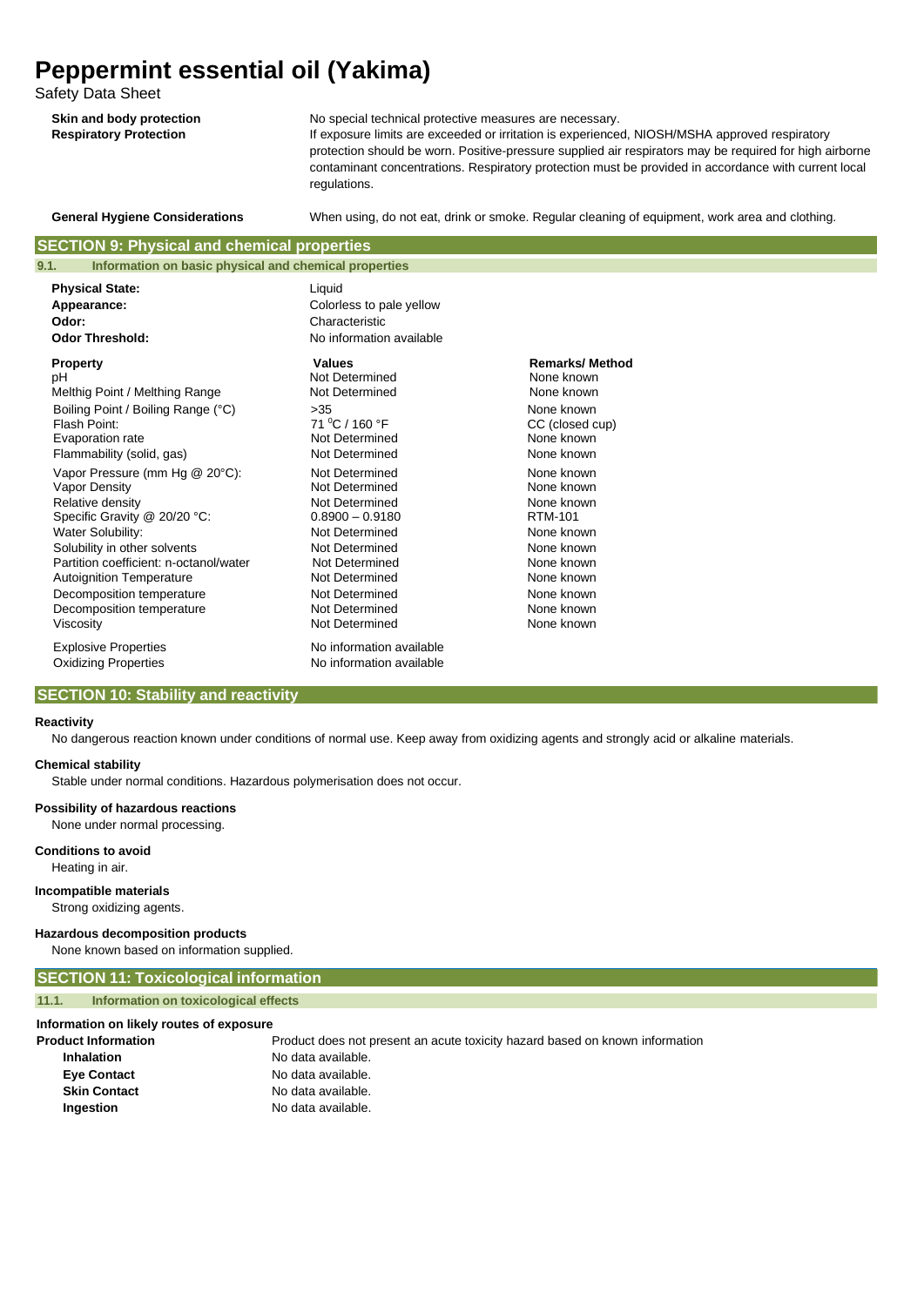| | |
|---|---|
| **Skin and body protection** | No special technical protective measures are necessary. |
| **Respiratory Protection** | If exposure limits are exceeded or irritation is experienced, NIOSH/MSHA approved respiratory protection should be worn. Positive-pressure supplied air respirators may be required for high airborne contaminant concentrations. Respiratory protection must be provided in accordance with current local regulations. |
| **General Hygiene Considerations** | When using, do not eat, drink or smoke. Regular cleaning of equipment, work area and clothing. |

## SECTION 9: Physical and chemical properties

### 9.1. Information on basic physical and chemical properties

| | |
|---|---|
| **Physical State:** | Liquid |
| **Appearance:** | Colorless to pale yellow |
| **Odor:** | Characteristic |
| **Odor Threshold:** | No information available |

| **Property** | **Values** | **Remarks/ Method** |
|---|---|---|
| pH | Not Determined | None known |
| Melthig Point / Melthing Range | Not Determined | None known |
| Boiling Point / Boiling Range (°C) | >35 | None known |
| Flash Point: | 71 $^{0}$C / 160 °F | CC (closed cup) |
| Evaporation rate | Not Determined | None known |
| Flammability (solid, gas) | Not Determined | None known |
| Vapor Pressure (mm Hg @ 20°C): | Not Determined | None known |
| Vapor Density | Not Determined | None known |
| Relative density | Not Determined | None known |
| Specific Gravity @ 20/20 °C: | 0.8900 – 0.9180 | RTM-101 |
| Water Solubility: | Not Determined | None known |
| Solubility in other solvents | Not Determined | None known |
| Partition coefficient: n-octanol/water | Not Determined | None known |
| Autoignition Temperature | Not Determined | None known |
| Decomposition temperature | Not Determined | None known |
| Decomposition temperature | Not Determined | None known |
| Viscosity | Not Determined | None known |
| Explosive Properties | No information available | |
| Oxidizing Properties | No information available | |

## SECTION 10: Stability and reactivity

**Reactivity**

No dangerous reaction known under conditions of normal use. Keep away from oxidizing agents and strongly acid or alkaline materials.

**Chemical stability**

Stable under normal conditions. Hazardous polymerisation does not occur.

**Possibility of hazardous reactions**

None under normal processing.

**Conditions to avoid**

Heating in air.

**Incompatible materials**

Strong oxidizing agents.

**Hazardous decomposition products**

None known based on information supplied.

## SECTION 11: Toxicological information

### 11.1. Information on toxicological effects

**Information on likely routes of exposure**

| | |
|---|---|
| **Product Information** | Product does not present an acute toxicity hazard based on known information |
| **Inhalation** | No data available. |
| **Eye Contact** | No data available. |
| **Skin Contact** | No data available. |
| **Ingestion** | No data available. |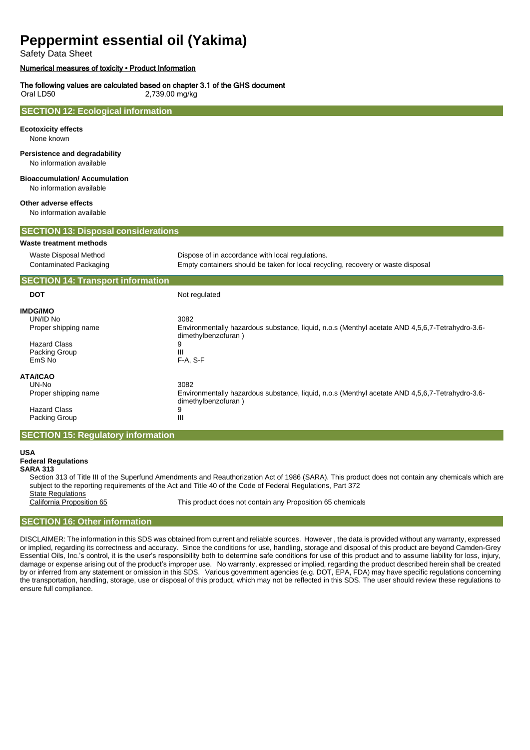# Peppermint essential oil (Yakima)

Safety Data Sheet

Numerical measures of toxicity • Product Information

The following values are calculated based on chapter 3.1 of the GHS document

| | |
|---|---|
| Oral LD50 | 2,739.00 mg/kg |

## SECTION 12: Ecological information

**Ecotoxicity effects**

None known

**Persistence and degradability**

No information available

**Bioaccumulation/ Accumulation**

No information available

**Other adverse effects**

No information available

## SECTION 13: Disposal considerations

**Waste treatment methods**

| | |
|---|---|
| Waste Disposal Method | Dispose of in accordance with local regulations. |
| Contaminated Packaging | Empty containers should be taken for local recycling, recovery or waste disposal |

## SECTION 14: Transport information

| | |
|---|---|
| **DOT** | Not regulated |

**IMDG/IMO**

| | |
|---|---|
| UN/ID No | 3082 |
| Proper shipping name | Environmentally hazardous substance, liquid, n.o.s (Menthyl acetate AND 4,5,6,7-Tetrahydro-3.6-dimethylbenzofuran ) |
| Hazard Class | 9 |
| Packing Group | III |
| EmS No | F-A, S-F |

**ATA/ICAO**

| | |
|---|---|
| UN-No | 3082 |
| Proper shipping name | Environmentally hazardous substance, liquid, n.o.s (Menthyl acetate AND 4,5,6,7-Tetrahydro-3.6-dimethylbenzofuran ) |
| Hazard Class | 9 |
| Packing Group | III |

## SECTION 15: Regulatory information

**USA**

**Federal Regulations**

**SARA 313**

Section 313 of Title III of the Superfund Amendments and Reauthorization Act of 1986 (SARA). This product does not contain any chemicals which are subject to the reporting requirements of the Act and Title 40 of the Code of Federal Regulations, Part 372

State Regulations

| | |
|---|---|
| California Proposition 65 | This product does not contain any Proposition 65 chemicals |

## SECTION 16: Other information

DISCLAIMER: The information in this SDS was obtained from current and reliable sources. However , the data is provided without any warranty, expressed or implied, regarding its correctness and accuracy. Since the conditions for use, handling, storage and disposal of this product are beyond Camden-Grey Essential Oils, Inc.'s control, it is the user's responsibility both to determine safe conditions for use of this product and to assume liability for loss, injury, damage or expense arising out of the product's improper use. No warranty, expressed or implied, regarding the product described herein shall be created by or inferred from any statement or omission in this SDS. Various government agencies (e.g. DOT, EPA, FDA) may have specific regulations concerning the transportation, handling, storage, use or disposal of this product, which may not be reflected in this SDS. The user should review these regulations to ensure full compliance.